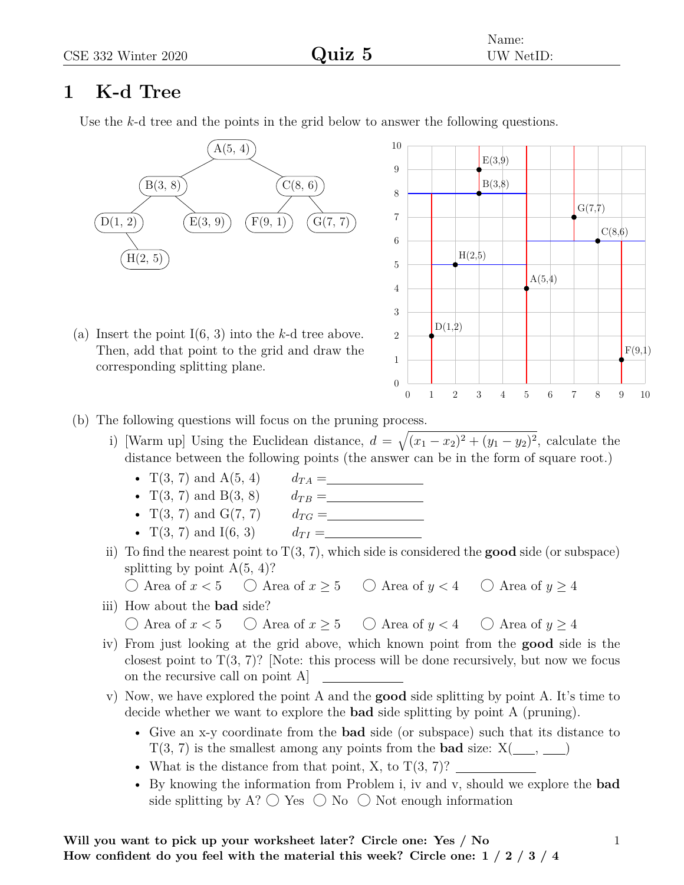Name:
UW NetID:

# Quiz 5

## 1 K-d Tree

Use the $k$-d tree and the points in the grid below to answer the following questions.

(a) Insert the point I(6, 3) into the $k$-d tree above. Then, add that point to the grid and draw the corresponding splitting plane.

(b) The following questions will focus on the pruning process.

i) [Warm up] Using the Euclidean distance, $d = \sqrt{(x_1 - x_2)^2 + (y_1 - y_2)^2}$, calculate the distance between the following points (the answer can be in the form of square root.)

- T(3, 7) and A(5, 4) $d_{TA} =$ ____________
- T(3, 7) and B(3, 8) $d_{TB} =$ ____________
- T(3, 7) and G(7, 7) $d_{TG} =$ ____________
- T(3, 7) and I(6, 3) $d_{TI} =$ ____________

ii) To find the nearest point to T(3, 7), which side is considered the **good** side (or subspace) splitting by point A(5, 4)?

◯ Area of $x < 5$ ◯ Area of $x \geq 5$ ◯ Area of $y < 4$ ◯ Area of $y \geq 4$

iii) How about the **bad** side?

◯ Area of $x < 5$ ◯ Area of $x \geq 5$ ◯ Area of $y < 4$ ◯ Area of $y \geq 4$

iv) From just looking at the grid above, which known point from the **good** side is the closest point to T(3, 7)? [Note: this process will be done recursively, but now we focus on the recursive call on point A] ____________

v) Now, we have explored the point A and the **good** side splitting by point A. It's time to decide whether we want to explore the **bad** side splitting by point A (pruning).

- Give an x-y coordinate from the **bad** side (or subspace) such that its distance to T(3, 7) is the smallest among any points from the **bad** size: X(___, ___)
- What is the distance from that point, X, to T(3, 7)? ____________
- By knowing the information from Problem i, iv and v, should we explore the **bad** side splitting by A? ◯ Yes ◯ No ◯ Not enough information

**Will you want to pick up your worksheet later? Circle one: Yes / No**
**How confident do you feel with the material this week? Circle one: 1 / 2 / 3 / 4**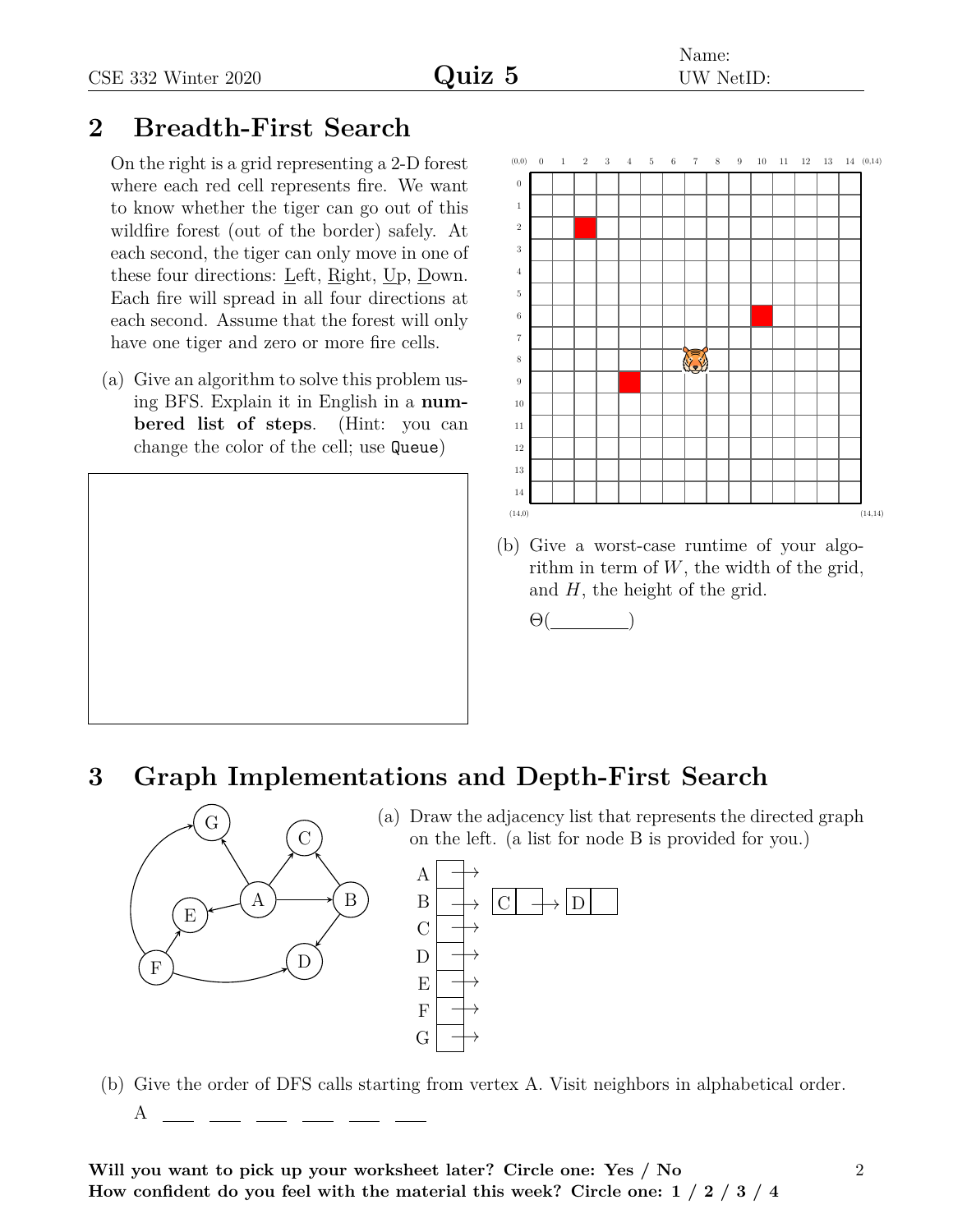## 2 Breadth-First Search

On the right is a grid representing a 2-D forest where each red cell represents fire. We want to know whether the tiger can go out of this wildfire forest (out of the border) safely. At each second, the tiger can only move in one of these four directions: Left, Right, Up, Down. Each fire will spread in all four directions at each second. Assume that the forest will only have one tiger and zero or more fire cells.

(a) Give an algorithm to solve this problem using BFS. Explain it in English in a **numbered list of steps**. (Hint: you can change the color of the cell; use `Queue`)

(0,0) 0 1 2 3 4 5 6 7 8 9 10 11 12 13 14 (0,14)

0
1
2
3
4
5
6
7
8
9
10
11
12
13
14

(14,0) (14,14)

(b) Give a worst-case runtime of your algorithm in term of $W$, the width of the grid, and $H$, the height of the grid.

$\Theta($\_\_\_\_\_\_\_\_$)$

## 3 Graph Implementations and Depth-First Search

(a) Draw the adjacency list that represents the directed graph on the left. (a list for node B is provided for you.)

A →
B → C → D
C →
D →
E →
F →
G →

(b) Give the order of DFS calls starting from vertex A. Visit neighbors in alphabetical order.

A \_\_\_ \_\_\_ \_\_\_ \_\_\_ \_\_\_ \_\_\_

**Will you want to pick up your worksheet later? Circle one: Yes / No**
**How confident do you feel with the material this week? Circle one: 1 / 2 / 3 / 4**